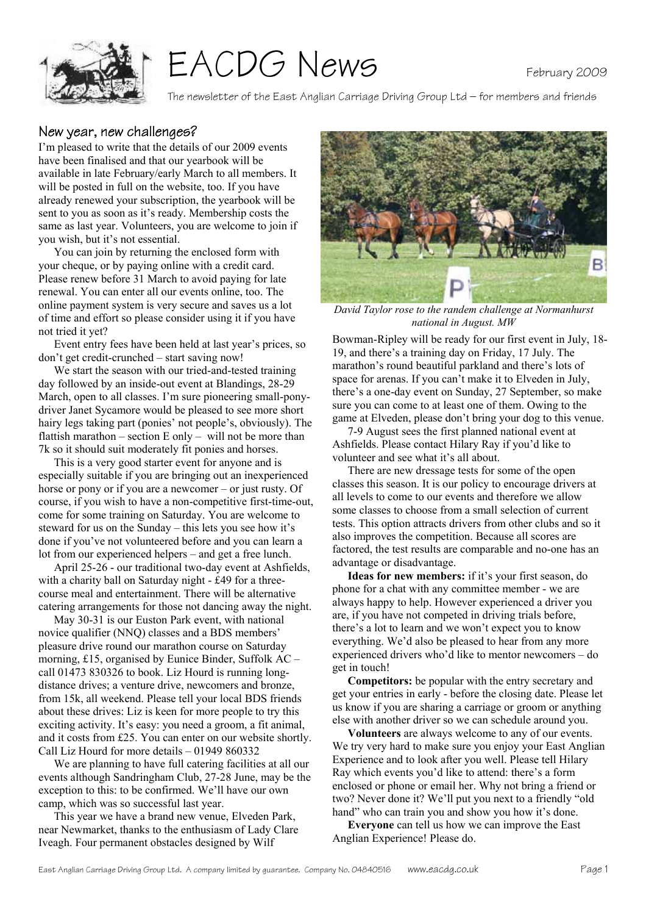# EACDG News

February 2009

The newsletter of the East Anglian Carriage Driving Group Ltd – for members and friends

## New year, new challenges?

I'm pleased to write that the details of our 2009 events have been finalised and that our yearbook will be available in late February/early March to all members. It will be posted in full on the website, too. If you have already renewed your subscription, the yearbook will be sent to you as soon as it's ready. Membership costs the same as last year. Volunteers, you are welcome to join if you wish, but it's not essential.

You can join by returning the enclosed form with your cheque, or by paying online with a credit card. Please renew before 31 March to avoid paying for late renewal. You can enter all our events online, too. The online payment system is very secure and saves us a lot of time and effort so please consider using it if you have not tried it yet?

Event entry fees have been held at last year's prices, so don't get credit-crunched – start saving now!

We start the season with our tried-and-tested training day followed by an inside-out event at Blandings, 28-29 March, open to all classes. I'm sure pioneering small-pony-driver Janet Sycamore would be pleased to see more short hairy legs taking part (ponies' not people's, obviously). The flattish marathon – section E only – will not be more than 7k so it should suit moderately fit ponies and horses.

This is a very good starter event for anyone and is especially suitable if you are bringing out an inexperienced horse or pony or if you are a newcomer – or just rusty. Of course, if you wish to have a non-competitive first-time-out, come for some training on Saturday. You are welcome to steward for us on the Sunday – this lets you see how it's done if you've not volunteered before and you can learn a lot from our experienced helpers – and get a free lunch.

April 25-26 - our traditional two-day event at Ashfields, with a charity ball on Saturday night - £49 for a three-course meal and entertainment. There will be alternative catering arrangements for those not dancing away the night.

May 30-31 is our Euston Park event, with national novice qualifier (NNQ) classes and a BDS members' pleasure drive round our marathon course on Saturday morning, £15, organised by Eunice Binder, Suffolk AC – call 01473 830326 to book. Liz Hourd is running long-distance drives; a venture drive, newcomers and bronze, from 15k, all weekend. Please tell your local BDS friends about these drives: Liz is keen for more people to try this exciting activity. It's easy: you need a groom, a fit animal, and it costs from £25. You can enter on our website shortly. Call Liz Hourd for more details – 01949 860332

We are planning to have full catering facilities at all our events although Sandringham Club, 27-28 June, may be the exception to this: to be confirmed. We'll have our own camp, which was so successful last year.

This year we have a brand new venue, Elveden Park, near Newmarket, thanks to the enthusiasm of Lady Clare Iveagh. Four permanent obstacles designed by Wilf

*David Taylor rose to the randem challenge at Normanhurst national in August. MW*

Bowman-Ripley will be ready for our first event in July, 18-19, and there's a training day on Friday, 17 July. The marathon's round beautiful parkland and there's lots of space for arenas. If you can't make it to Elveden in July, there's a one-day event on Sunday, 27 September, so make sure you can come to at least one of them. Owing to the game at Elveden, please don't bring your dog to this venue.

7-9 August sees the first planned national event at Ashfields. Please contact Hilary Ray if you'd like to volunteer and see what it's all about.

There are new dressage tests for some of the open classes this season. It is our policy to encourage drivers at all levels to come to our events and therefore we allow some classes to choose from a small selection of current tests. This option attracts drivers from other clubs and so it also improves the competition. Because all scores are factored, the test results are comparable and no-one has an advantage or disadvantage.

**Ideas for new members:** if it's your first season, do phone for a chat with any committee member - we are always happy to help. However experienced a driver you are, if you have not competed in driving trials before, there's a lot to learn and we won't expect you to know everything. We'd also be pleased to hear from any more experienced drivers who'd like to mentor newcomers – do get in touch!

**Competitors:** be popular with the entry secretary and get your entries in early - before the closing date. Please let us know if you are sharing a carriage or groom or anything else with another driver so we can schedule around you.

**Volunteers** are always welcome to any of our events. We try very hard to make sure you enjoy your East Anglian Experience and to look after you well. Please tell Hilary Ray which events you'd like to attend: there's a form enclosed or phone or email her. Why not bring a friend or two? Never done it? We'll put you next to a friendly "old hand" who can train you and show you how it's done.

**Everyone** can tell us how we can improve the East Anglian Experience! Please do.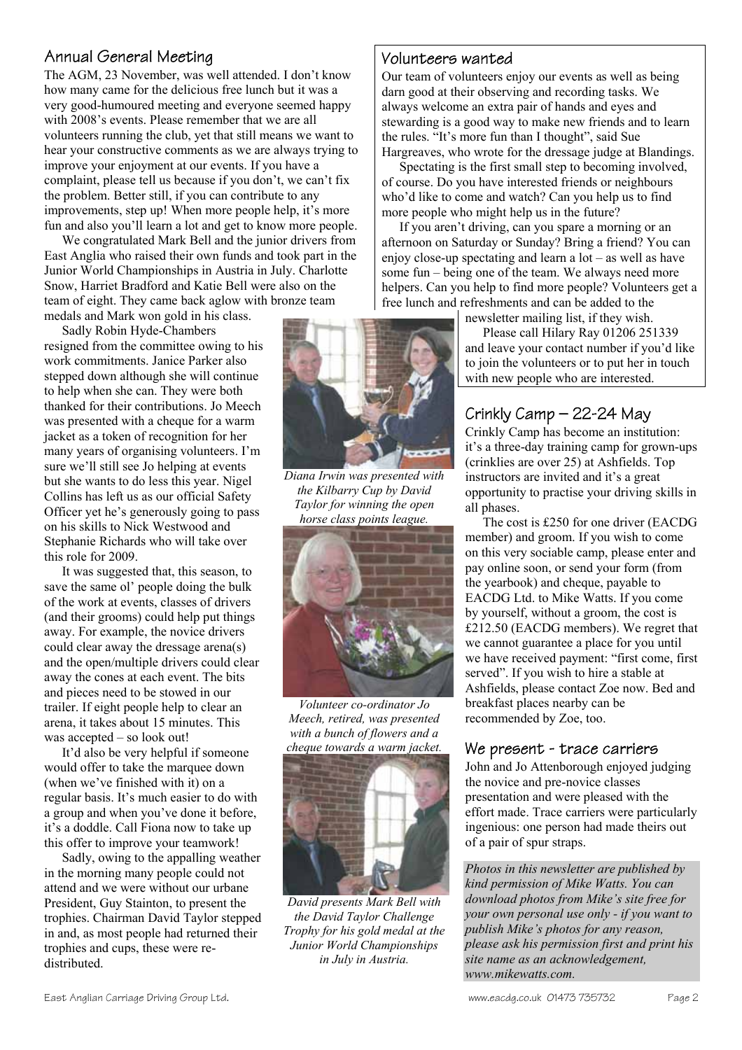## Annual General Meeting

The AGM, 23 November, was well attended. I don't know how many came for the delicious free lunch but it was a very good-humoured meeting and everyone seemed happy with 2008's events. Please remember that we are all volunteers running the club, yet that still means we want to hear your constructive comments as we are always trying to improve your enjoyment at our events. If you have a complaint, please tell us because if you don't, we can't fix the problem. Better still, if you can contribute to any improvements, step up! When more people help, it's more fun and also you'll learn a lot and get to know more people.

We congratulated Mark Bell and the junior drivers from East Anglia who raised their own funds and took part in the Junior World Championships in Austria in July. Charlotte Snow, Harriet Bradford and Katie Bell were also on the team of eight. They came back aglow with bronze team medals and Mark won gold in his class.

Sadly Robin Hyde-Chambers resigned from the committee owing to his work commitments. Janice Parker also stepped down although she will continue to help when she can. They were both thanked for their contributions. Jo Meech was presented with a cheque for a warm jacket as a token of recognition for her many years of organising volunteers. I'm sure we'll still see Jo helping at events but she wants to do less this year. Nigel Collins has left us as our official Safety Officer yet he's generously going to pass on his skills to Nick Westwood and Stephanie Richards who will take over this role for 2009.

It was suggested that, this season, to save the same ol' people doing the bulk of the work at events, classes of drivers (and their grooms) could help put things away. For example, the novice drivers could clear away the dressage arena(s) and the open/multiple drivers could clear away the cones at each event. The bits and pieces need to be stowed in our trailer. If eight people help to clear an arena, it takes about 15 minutes. This was accepted – so look out!

It'd also be very helpful if someone would offer to take the marquee down (when we've finished with it) on a regular basis. It's much easier to do with a group and when you've done it before, it's a doddle. Call Fiona now to take up this offer to improve your teamwork!

Sadly, owing to the appalling weather in the morning many people could not attend and we were without our urbane President, Guy Stainton, to present the trophies. Chairman David Taylor stepped in and, as most people had returned their trophies and cups, these were re-distributed.

*Diana Irwin was presented with the Kilbarry Cup by David Taylor for winning the open horse class points league.*

*Volunteer co-ordinator Jo Meech, retired, was presented with a bunch of flowers and a cheque towards a warm jacket.*

*David presents Mark Bell with the David Taylor Challenge Trophy for his gold medal at the Junior World Championships in July in Austria.*

## Volunteers wanted

Our team of volunteers enjoy our events as well as being darn good at their observing and recording tasks. We always welcome an extra pair of hands and eyes and stewarding is a good way to make new friends and to learn the rules. "It's more fun than I thought", said Sue Hargreaves, who wrote for the dressage judge at Blandings.

Spectating is the first small step to becoming involved, of course. Do you have interested friends or neighbours who'd like to come and watch? Can you help us to find more people who might help us in the future?

If you aren't driving, can you spare a morning or an afternoon on Saturday or Sunday? Bring a friend? You can enjoy close-up spectating and learn a lot – as well as have some fun – being one of the team. We always need more helpers. Can you help to find more people? Volunteers get a free lunch and refreshments and can be added to the newsletter mailing list, if they wish.

Please call Hilary Ray 01206 251339 and leave your contact number if you'd like to join the volunteers or to put her in touch with new people who are interested.

## Crinkly Camp – 22-24 May

Crinkly Camp has become an institution: it's a three-day training camp for grown-ups (crinklies are over 25) at Ashfields. Top instructors are invited and it's a great opportunity to practise your driving skills in all phases.

The cost is £250 for one driver (EACDG member) and groom. If you wish to come on this very sociable camp, please enter and pay online soon, or send your form (from the yearbook) and cheque, payable to EACDG Ltd. to Mike Watts. If you come by yourself, without a groom, the cost is £212.50 (EACDG members). We regret that we cannot guarantee a place for you until we have received payment: "first come, first served". If you wish to hire a stable at Ashfields, please contact Zoe now. Bed and breakfast places nearby can be recommended by Zoe, too.

## We present - trace carriers

John and Jo Attenborough enjoyed judging the novice and pre-novice classes presentation and were pleased with the effort made. Trace carriers were particularly ingenious: one person had made theirs out of a pair of spur straps.

*Photos in this newsletter are published by kind permission of Mike Watts. You can download photos from Mike's site free for your own personal use only - if you want to publish Mike's photos for any reason, please ask his permission first and print his site name as an acknowledgement, www.mikewatts.com.*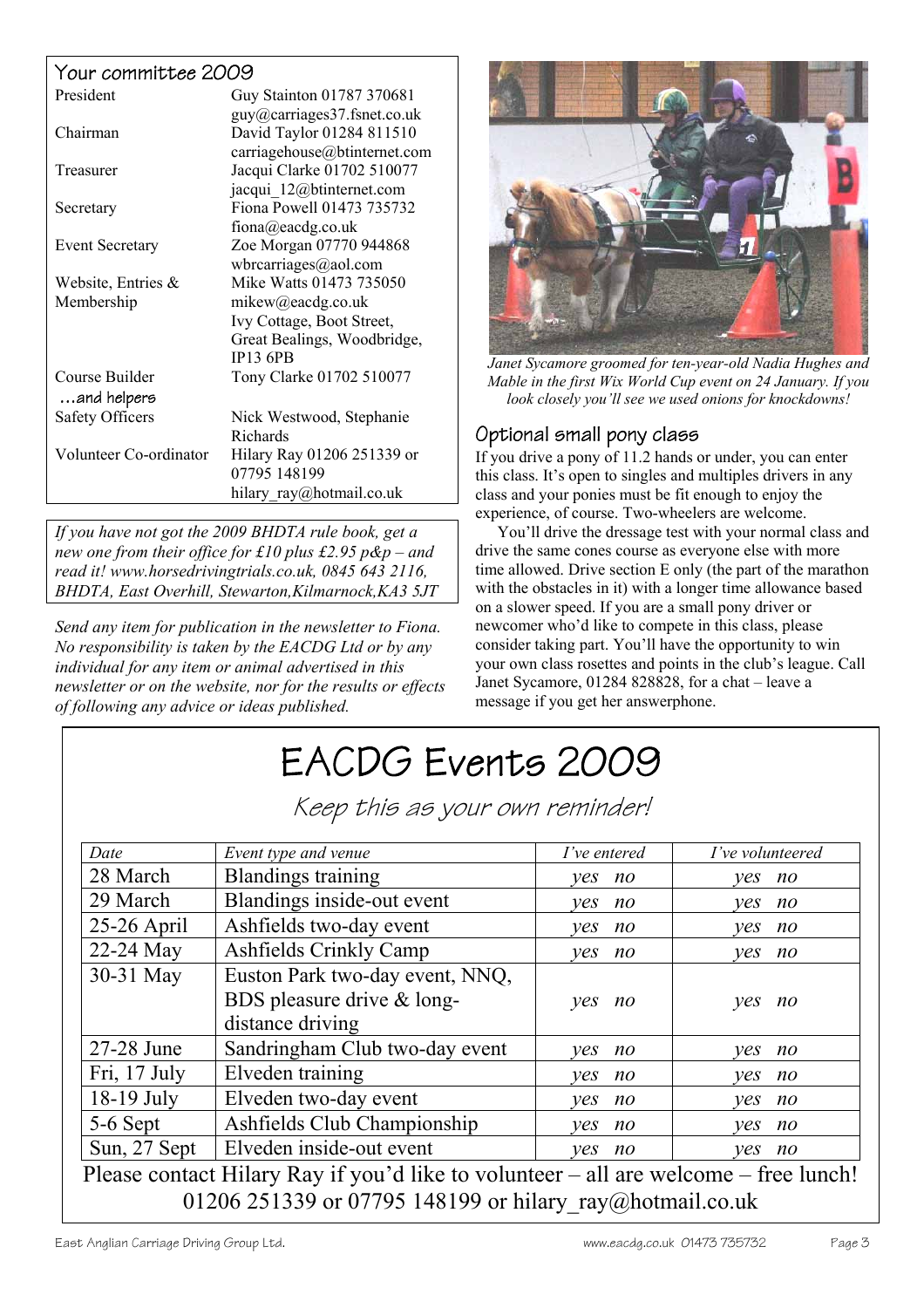## Your committee 2009

| | |
|---|---|
| President | Guy Stainton 01787 370681 guy@carriages37.fsnet.co.uk |
| Chairman | David Taylor 01284 811510 carriagehouse@btinternet.com |
| Treasurer | Jacqui Clarke 01702 510077 jacqui_12@btinternet.com |
| Secretary | Fiona Powell 01473 735732 fiona@eacdg.co.uk |
| Event Secretary | Zoe Morgan 07770 944868 wbrcarriages@aol.com |
| Website, Entries & Membership | Mike Watts 01473 735050 mikew@eacdg.co.uk Ivy Cottage, Boot Street, Great Bealings, Woodbridge, IP13 6PB |
| Course Builder …and helpers | Tony Clarke 01702 510077 |
| Safety Officers | Nick Westwood, Stephanie Richards |
| Volunteer Co-ordinator | Hilary Ray 01206 251339 or 07795 148199 hilary_ray@hotmail.co.uk |

*If you have not got the 2009 BHDTA rule book, get a new one from their office for £10 plus £2.95 p&p – and read it! www.horsedrivingtrials.co.uk, 0845 643 2116, BHDTA, East Overhill, Stewarton,Kilmarnock,KA3 5JT*

*Send any item for publication in the newsletter to Fiona. No responsibility is taken by the EACDG Ltd or by any individual for any item or animal advertised in this newsletter or on the website, nor for the results or effects of following any advice or ideas published.*

*Janet Sycamore groomed for ten-year-old Nadia Hughes and Mable in the first Wix World Cup event on 24 January. If you look closely you'll see we used onions for knockdowns!*

### Optional small pony class

If you drive a pony of 11.2 hands or under, you can enter this class. It's open to singles and multiples drivers in any class and your ponies must be fit enough to enjoy the experience, of course. Two-wheelers are welcome.

You'll drive the dressage test with your normal class and drive the same cones course as everyone else with more time allowed. Drive section E only (the part of the marathon with the obstacles in it) with a longer time allowance based on a slower speed. If you are a small pony driver or newcomer who'd like to compete in this class, please consider taking part. You'll have the opportunity to win your own class rosettes and points in the club's league. Call Janet Sycamore, 01284 828828, for a chat – leave a message if you get her answerphone.

# EACDG Events 2009

*Keep this as your own reminder!*

| *Date* | *Event type and venue* | *I've entered* | *I've volunteered* |
|---|---|---|---|
| 28 March | Blandings training | *yes no* | *yes no* |
| 29 March | Blandings inside-out event | *yes no* | *yes no* |
| 25-26 April | Ashfields two-day event | *yes no* | *yes no* |
| 22-24 May | Ashfields Crinkly Camp | *yes no* | *yes no* |
| 30-31 May | Euston Park two-day event, NNQ, BDS pleasure drive & long-distance driving | *yes no* | *yes no* |
| 27-28 June | Sandringham Club two-day event | *yes no* | *yes no* |
| Fri, 17 July | Elveden training | *yes no* | *yes no* |
| 18-19 July | Elveden two-day event | *yes no* | *yes no* |
| 5-6 Sept | Ashfields Club Championship | *yes no* | *yes no* |
| Sun, 27 Sept | Elveden inside-out event | *yes no* | *yes no* |

Please contact Hilary Ray if you'd like to volunteer – all are welcome – free lunch! 01206 251339 or 07795 148199 or hilary_ray@hotmail.co.uk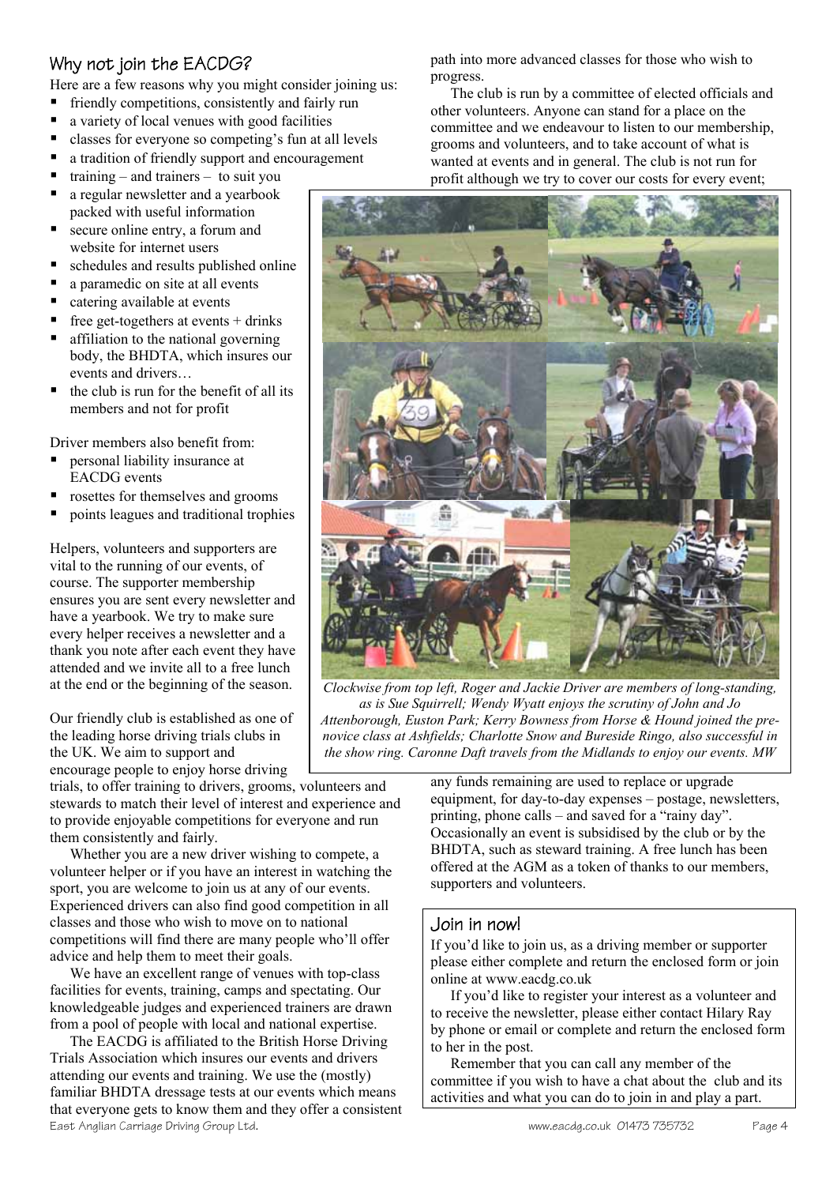## Why not join the EACDG?

Here are a few reasons why you might consider joining us:

- friendly competitions, consistently and fairly run
- a variety of local venues with good facilities
- classes for everyone so competing's fun at all levels
- a tradition of friendly support and encouragement
- training – and trainers – to suit you
- a regular newsletter and a yearbook packed with useful information
- secure online entry, a forum and website for internet users
- schedules and results published online
- a paramedic on site at all events
- catering available at events
- free get-togethers at events + drinks
- affiliation to the national governing body, the BHDTA, which insures our events and drivers…
- the club is run for the benefit of all its members and not for profit

Driver members also benefit from:

- personal liability insurance at EACDG events
- rosettes for themselves and grooms
- points leagues and traditional trophies

Helpers, volunteers and supporters are vital to the running of our events, of course. The supporter membership ensures you are sent every newsletter and have a yearbook. We try to make sure every helper receives a newsletter and a thank you note after each event they have attended and we invite all to a free lunch at the end or the beginning of the season.

Our friendly club is established as one of the leading horse driving trials clubs in the UK. We aim to support and encourage people to enjoy horse driving trials, to offer training to drivers, grooms, volunteers and stewards to match their level of interest and experience and to provide enjoyable competitions for everyone and run them consistently and fairly.

Whether you are a new driver wishing to compete, a volunteer helper or if you have an interest in watching the sport, you are welcome to join us at any of our events. Experienced drivers can also find good competition in all classes and those who wish to move on to national competitions will find there are many people who'll offer advice and help them to meet their goals.

We have an excellent range of venues with top-class facilities for events, training, camps and spectating. Our knowledgeable judges and experienced trainers are drawn from a pool of people with local and national expertise.

The EACDG is affiliated to the British Horse Driving Trials Association which insures our events and drivers attending our events and training. We use the (mostly) familiar BHDTA dressage tests at our events which means that everyone gets to know them and they offer a consistent path into more advanced classes for those who wish to progress.

The club is run by a committee of elected officials and other volunteers. Anyone can stand for a place on the committee and we endeavour to listen to our membership, grooms and volunteers, and to take account of what is wanted at events and in general. The club is not run for profit although we try to cover our costs for every event; any funds remaining are used to replace or upgrade equipment, for day-to-day expenses – postage, newsletters, printing, phone calls – and saved for a "rainy day". Occasionally an event is subsidised by the club or by the BHDTA, such as steward training. A free lunch has been offered at the AGM as a token of thanks to our members, supporters and volunteers.

*Clockwise from top left, Roger and Jackie Driver are members of long-standing, as is Sue Squirrell; Wendy Wyatt enjoys the scrutiny of John and Jo Attenborough, Euston Park; Kerry Bowness from Horse & Hound joined the pre-novice class at Ashfields; Charlotte Snow and Bureside Ringo, also successful in the show ring. Caronne Daft travels from the Midlands to enjoy our events. MW*

## Join in now!

If you'd like to join us, as a driving member or supporter please either complete and return the enclosed form or join online at www.eacdg.co.uk

If you'd like to register your interest as a volunteer and to receive the newsletter, please either contact Hilary Ray by phone or email or complete and return the enclosed form to her in the post.

Remember that you can call any member of the committee if you wish to have a chat about the club and its activities and what you can do to join in and play a part.